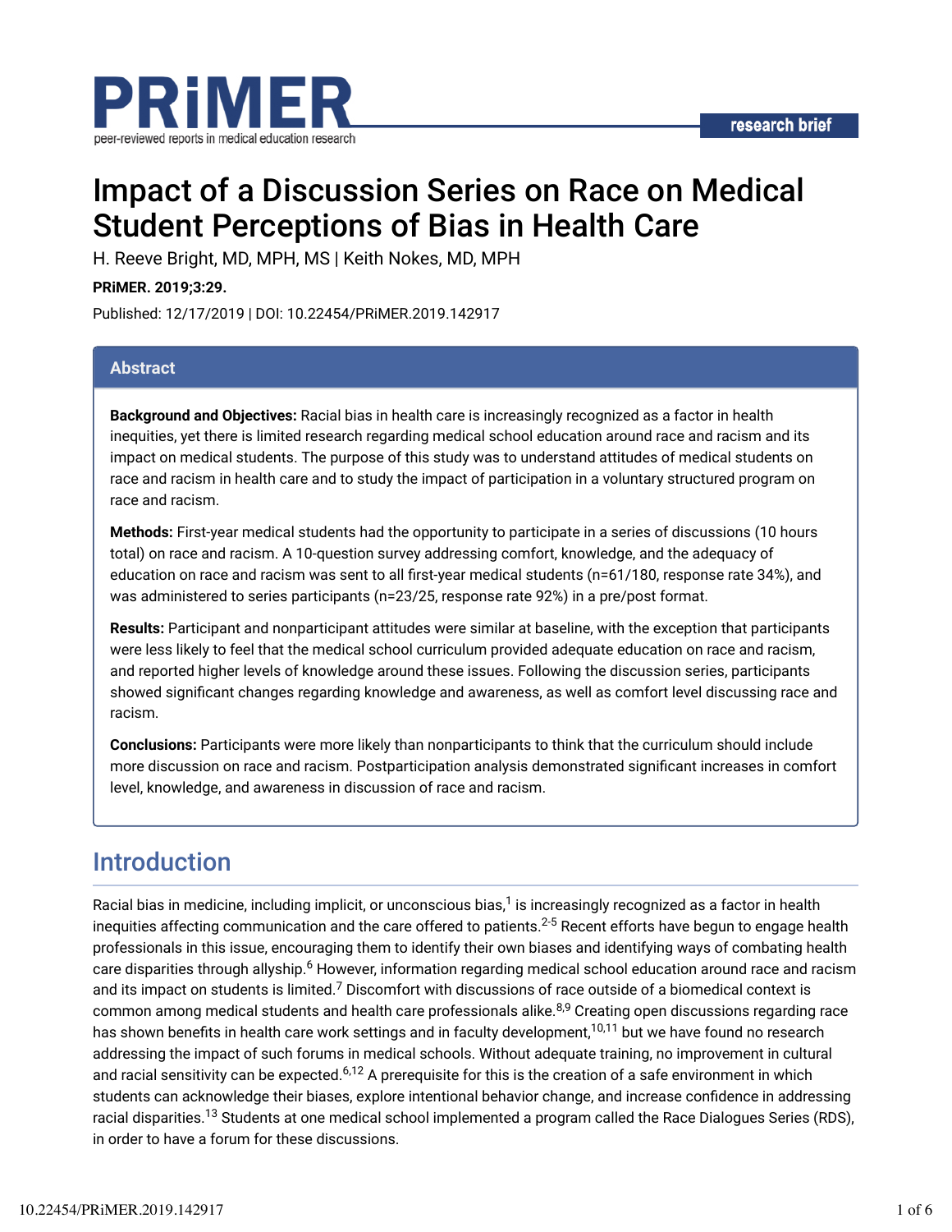PRiMER

peer-reviewed reports in medical education research

research brief

# Impact of a Discussion Series on Race on Medical Student Perceptions of Bias in Health Care

H. Reeve Bright, MD, MPH, MS | Keith Nokes, MD, MPH

**PRiMER. 2019;3:29.**

Published: 12/17/2019 | DOI: 10.22454/PRiMER.2019.142917

## Abstract

**Background and Objectives:** Racial bias in health care is increasingly recognized as a factor in health inequities, yet there is limited research regarding medical school education around race and racism and its impact on medical students. The purpose of this study was to understand attitudes of medical students on race and racism in health care and to study the impact of participation in a voluntary structured program on race and racism.

**Methods:** First-year medical students had the opportunity to participate in a series of discussions (10 hours total) on race and racism. A 10-question survey addressing comfort, knowledge, and the adequacy of education on race and racism was sent to all first-year medical students (n=61/180, response rate 34%), and was administered to series participants (n=23/25, response rate 92%) in a pre/post format.

**Results:** Participant and nonparticipant attitudes were similar at baseline, with the exception that participants were less likely to feel that the medical school curriculum provided adequate education on race and racism, and reported higher levels of knowledge around these issues. Following the discussion series, participants showed significant changes regarding knowledge and awareness, as well as comfort level discussing race and racism.

**Conclusions:** Participants were more likely than nonparticipants to think that the curriculum should include more discussion on race and racism. Postparticipation analysis demonstrated significant increases in comfort level, knowledge, and awareness in discussion of race and racism.

## Introduction

Racial bias in medicine, including implicit, or unconscious bias,[1] is increasingly recognized as a factor in health inequities affecting communication and the care offered to patients.[2-5] Recent efforts have begun to engage health professionals in this issue, encouraging them to identify their own biases and identifying ways of combating health care disparities through allyship.[6] However, information regarding medical school education around race and racism and its impact on students is limited.[7] Discomfort with discussions of race outside of a biomedical context is common among medical students and health care professionals alike.[8,9] Creating open discussions regarding race has shown benefits in health care work settings and in faculty development,[10,11] but we have found no research addressing the impact of such forums in medical schools. Without adequate training, no improvement in cultural and racial sensitivity can be expected.[6,12] A prerequisite for this is the creation of a safe environment in which students can acknowledge their biases, explore intentional behavior change, and increase confidence in addressing racial disparities.[13] Students at one medical school implemented a program called the Race Dialogues Series (RDS), in order to have a forum for these discussions.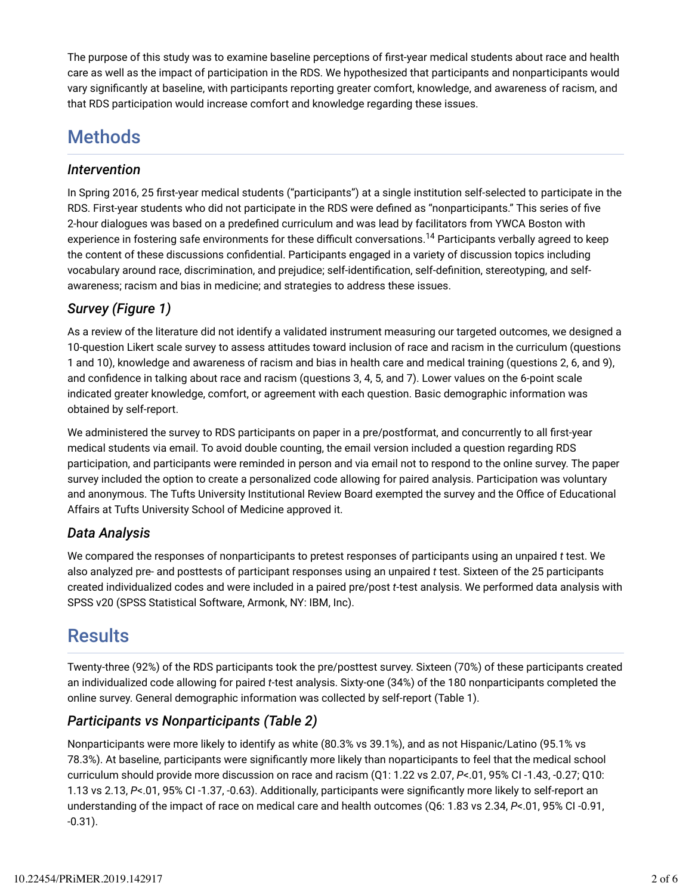The purpose of this study was to examine baseline perceptions of first-year medical students about race and health care as well as the impact of participation in the RDS. We hypothesized that participants and nonparticipants would vary significantly at baseline, with participants reporting greater comfort, knowledge, and awareness of racism, and that RDS participation would increase comfort and knowledge regarding these issues.

# Methods

### *Intervention*

In Spring 2016, 25 first-year medical students ("participants") at a single institution self-selected to participate in the RDS. First-year students who did not participate in the RDS were defined as "nonparticipants." This series of five 2-hour dialogues was based on a predefined curriculum and was lead by facilitators from YWCA Boston with experience in fostering safe environments for these difficult conversations.[14] Participants verbally agreed to keep the content of these discussions confidential. Participants engaged in a variety of discussion topics including vocabulary around race, discrimination, and prejudice; self-identification, self-definition, stereotyping, and self-awareness; racism and bias in medicine; and strategies to address these issues.

### *Survey (Figure 1)*

As a review of the literature did not identify a validated instrument measuring our targeted outcomes, we designed a 10-question Likert scale survey to assess attitudes toward inclusion of race and racism in the curriculum (questions 1 and 10), knowledge and awareness of racism and bias in health care and medical training (questions 2, 6, and 9), and confidence in talking about race and racism (questions 3, 4, 5, and 7). Lower values on the 6-point scale indicated greater knowledge, comfort, or agreement with each question. Basic demographic information was obtained by self-report.

We administered the survey to RDS participants on paper in a pre/postformat, and concurrently to all first-year medical students via email. To avoid double counting, the email version included a question regarding RDS participation, and participants were reminded in person and via email not to respond to the online survey. The paper survey included the option to create a personalized code allowing for paired analysis. Participation was voluntary and anonymous. The Tufts University Institutional Review Board exempted the survey and the Office of Educational Affairs at Tufts University School of Medicine approved it.

### *Data Analysis*

We compared the responses of nonparticipants to pretest responses of participants using an unpaired *t* test. We also analyzed pre- and posttests of participant responses using an unpaired *t* test. Sixteen of the 25 participants created individualized codes and were included in a paired pre/post *t*-test analysis. We performed data analysis with SPSS v20 (SPSS Statistical Software, Armonk, NY: IBM, Inc).

# Results

Twenty-three (92%) of the RDS participants took the pre/posttest survey. Sixteen (70%) of these participants created an individualized code allowing for paired *t*-test analysis. Sixty-one (34%) of the 180 nonparticipants completed the online survey. General demographic information was collected by self-report (Table 1).

### *Participants vs Nonparticipants (Table 2)*

Nonparticipants were more likely to identify as white (80.3% vs 39.1%), and as not Hispanic/Latino (95.1% vs 78.3%). At baseline, participants were significantly more likely than noparticipants to feel that the medical school curriculum should provide more discussion on race and racism (Q1: 1.22 vs 2.07, $P<.01$, 95% CI -1.43, -0.27; Q10: 1.13 vs 2.13, $P<.01$, 95% CI -1.37, -0.63). Additionally, participants were significantly more likely to self-report an understanding of the impact of race on medical care and health outcomes (Q6: 1.83 vs 2.34, $P<.01$, 95% CI -0.91, -0.31).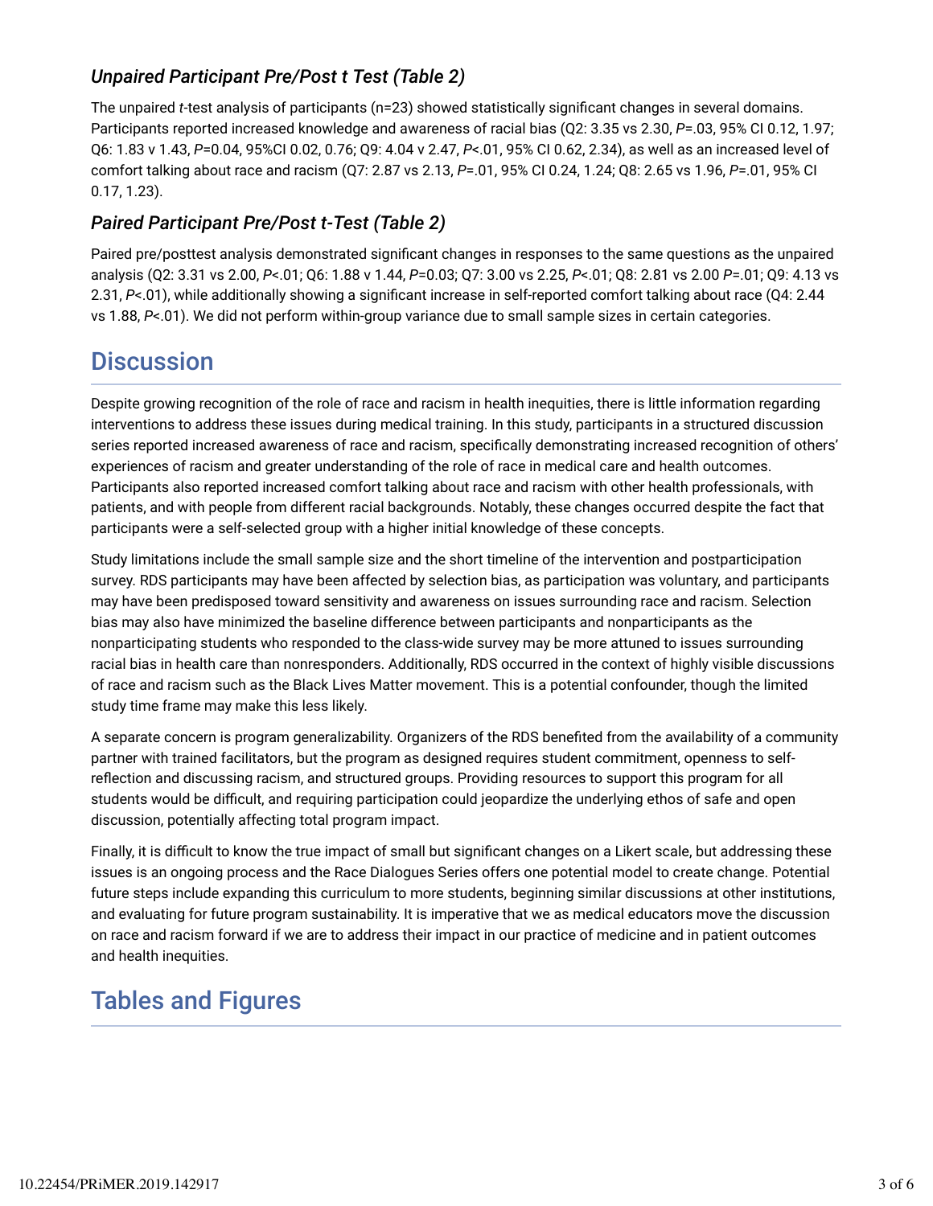### *Unpaired Participant Pre/Post t Test (Table 2)*

The unpaired *t*-test analysis of participants (n=23) showed statistically significant changes in several domains. Participants reported increased knowledge and awareness of racial bias (Q2: 3.35 vs 2.30, *P*=.03, 95% CI 0.12, 1.97; Q6: 1.83 v 1.43, *P*=0.04, 95%CI 0.02, 0.76; Q9: 4.04 v 2.47, *P*<.01, 95% CI 0.62, 2.34), as well as an increased level of comfort talking about race and racism (Q7: 2.87 vs 2.13, *P*=.01, 95% CI 0.24, 1.24; Q8: 2.65 vs 1.96, *P*=.01, 95% CI 0.17, 1.23).

### *Paired Participant Pre/Post t-Test (Table 2)*

Paired pre/posttest analysis demonstrated significant changes in responses to the same questions as the unpaired analysis (Q2: 3.31 vs 2.00, *P*<.01; Q6: 1.88 v 1.44, *P*=0.03; Q7: 3.00 vs 2.25, *P*<.01; Q8: 2.81 vs 2.00 *P*=.01; Q9: 4.13 vs 2.31, *P*<.01), while additionally showing a significant increase in self-reported comfort talking about race (Q4: 2.44 vs 1.88, *P*<.01). We did not perform within-group variance due to small sample sizes in certain categories.

## Discussion

Despite growing recognition of the role of race and racism in health inequities, there is little information regarding interventions to address these issues during medical training. In this study, participants in a structured discussion series reported increased awareness of race and racism, specifically demonstrating increased recognition of others' experiences of racism and greater understanding of the role of race in medical care and health outcomes. Participants also reported increased comfort talking about race and racism with other health professionals, with patients, and with people from different racial backgrounds. Notably, these changes occurred despite the fact that participants were a self-selected group with a higher initial knowledge of these concepts.

Study limitations include the small sample size and the short timeline of the intervention and postparticipation survey. RDS participants may have been affected by selection bias, as participation was voluntary, and participants may have been predisposed toward sensitivity and awareness on issues surrounding race and racism. Selection bias may also have minimized the baseline difference between participants and nonparticipants as the nonparticipating students who responded to the class-wide survey may be more attuned to issues surrounding racial bias in health care than nonresponders. Additionally, RDS occurred in the context of highly visible discussions of race and racism such as the Black Lives Matter movement. This is a potential confounder, though the limited study time frame may make this less likely.

A separate concern is program generalizability. Organizers of the RDS benefited from the availability of a community partner with trained facilitators, but the program as designed requires student commitment, openness to self-reflection and discussing racism, and structured groups. Providing resources to support this program for all students would be difficult, and requiring participation could jeopardize the underlying ethos of safe and open discussion, potentially affecting total program impact.

Finally, it is difficult to know the true impact of small but significant changes on a Likert scale, but addressing these issues is an ongoing process and the Race Dialogues Series offers one potential model to create change. Potential future steps include expanding this curriculum to more students, beginning similar discussions at other institutions, and evaluating for future program sustainability. It is imperative that we as medical educators move the discussion on race and racism forward if we are to address their impact in our practice of medicine and in patient outcomes and health inequities.

## Tables and Figures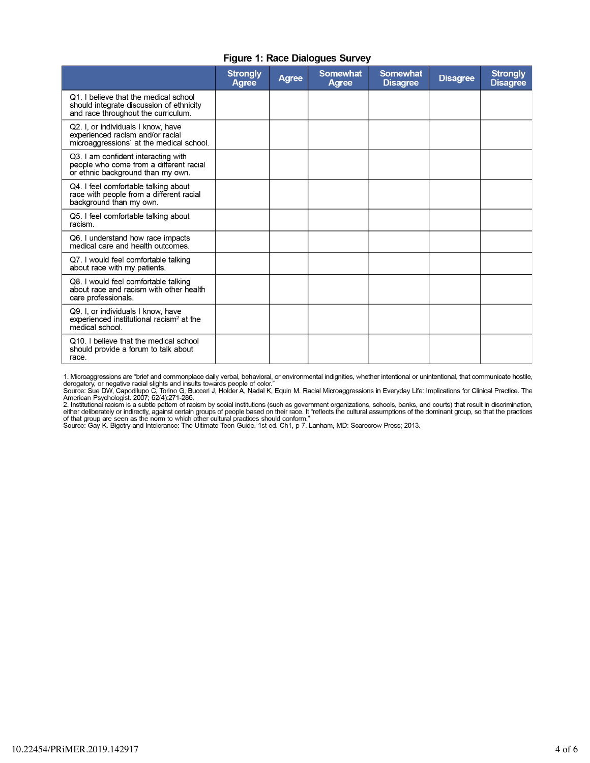**Figure 1: Race Dialogues Survey**

| | Strongly Agree | Agree | Somewhat Agree | Somewhat Disagree | Disagree | Strongly Disagree |
|---|---|---|---|---|---|---|
| Q1. I believe that the medical school should integrate discussion of ethnicity and race throughout the curriculum. | | | | | | |
| Q2. I, or individuals I know, have experienced racism and/or racial microaggressions[1] at the medical school. | | | | | | |
| Q3. I am confident interacting with people who come from a different racial or ethnic background than my own. | | | | | | |
| Q4. I feel comfortable talking about race with people from a different racial background than my own. | | | | | | |
| Q5. I feel comfortable talking about racism. | | | | | | |
| Q6. I understand how race impacts medical care and health outcomes. | | | | | | |
| Q7. I would feel comfortable talking about race with my patients. | | | | | | |
| Q8. I would feel comfortable talking about race and racism with other health care professionals. | | | | | | |
| Q9. I, or individuals I know, have experienced institutional racism[2] at the medical school. | | | | | | |
| Q10. I believe that the medical school should provide a forum to talk about race. | | | | | | |

1. Microaggressions are "brief and commonplace daily verbal, behavioral, or environmental indignities, whether intentional or unintentional, that communicate hostile, derogatory, or negative racial slights and insults towards people of color."
Source: Sue DW, Capodilupo C, Torino G, Bucceri J, Holder A, Nadal K, Equin M. Racial Microaggressions in Everyday Life: Implications for Clinical Practice. The American Psychologist. 2007; 62(4):271-286.
2. Institutional racism is a subtle pattern of racism by social institutions (such as government organizations, schools, banks, and courts) that result in discrimination, either deliberately or indirectly, against certain groups of people based on their race. It "reflects the cultural assumptions of the dominant group, so that the practices of that group are seen as the norm to which other cultural practices should conform."
Source: Gay K. Bigotry and Intolerance: The Ultimate Teen Guide. 1st ed. Ch1, p 7. Lanham, MD: Scarecrow Press; 2013.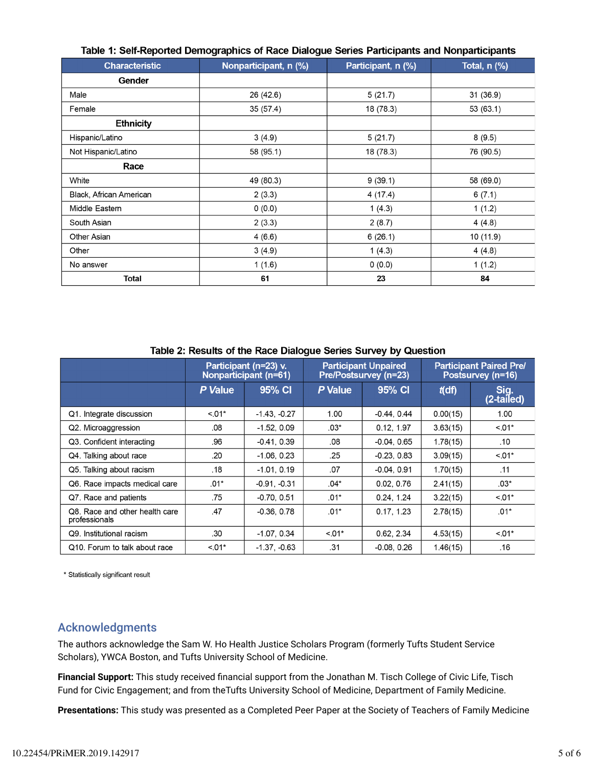**Table 1: Self-Reported Demographics of Race Dialogue Series Participants and Nonparticipants**

| Characteristic | Nonparticipant, n (%) | Participant, n (%) | Total, n (%) |
|---|---|---|---|
| **Gender** | | | |
| Male | 26 (42.6) | 5 (21.7) | 31 (36.9) |
| Female | 35 (57.4) | 18 (78.3) | 53 (63.1) |
| **Ethnicity** | | | |
| Hispanic/Latino | 3 (4.9) | 5 (21.7) | 8 (9.5) |
| Not Hispanic/Latino | 58 (95.1) | 18 (78.3) | 76 (90.5) |
| **Race** | | | |
| White | 49 (80.3) | 9 (39.1) | 58 (69.0) |
| Black, African American | 2 (3.3) | 4 (17.4) | 6 (7.1) |
| Middle Eastern | 0 (0.0) | 1 (4.3) | 1 (1.2) |
| South Asian | 2 (3.3) | 2 (8.7) | 4 (4.8) |
| Other Asian | 4 (6.6) | 6 (26.1) | 10 (11.9) |
| Other | 3 (4.9) | 1 (4.3) | 4 (4.8) |
| No answer | 1 (1.6) | 0 (0.0) | 1 (1.2) |
| **Total** | **61** | **23** | **84** |

**Table 2: Results of the Race Dialogue Series Survey by Question**

| | Participant (n=23) v. Nonparticipant (n=61) | | Participant Unpaired Pre/Postsurvey (n=23) | | Participant Paired Pre/ Postsurvey (n=16) | |
|---|---|---|---|---|---|---|
| | *P* Value | 95% CI | *P* Value | 95% CI | *t*(df) | Sig. (2-tailed) |
| Q1. Integrate discussion | <.01* | -1.43, -0.27 | 1.00 | -0.44, 0.44 | 0.00(15) | 1.00 |
| Q2. Microaggression | .08 | -1.52, 0.09 | .03* | 0.12, 1.97 | 3.63(15) | <.01* |
| Q3. Confident interacting | .96 | -0.41, 0.39 | .08 | -0.04, 0.65 | 1.78(15) | .10 |
| Q4. Talking about race | .20 | -1.06, 0.23 | .25 | -0.23, 0.83 | 3.09(15) | <.01* |
| Q5. Talking about racism | .18 | -1.01, 0.19 | .07 | -0.04, 0.91 | 1.70(15) | .11 |
| Q6. Race impacts medical care | .01* | -0.91, -0.31 | .04* | 0.02, 0.76 | 2.41(15) | .03* |
| Q7. Race and patients | .75 | -0.70, 0.51 | .01* | 0.24, 1.24 | 3.22(15) | <.01* |
| Q8. Race and other health care professionals | .47 | -0.36, 0.78 | .01* | 0.17, 1.23 | 2.78(15) | .01* |
| Q9. Institutional racism | .30 | -1.07, 0.34 | <.01* | 0.62, 2.34 | 4.53(15) | <.01* |
| Q10. Forum to talk about race | <.01* | -1.37, -0.63 | .31 | -0.08, 0.26 | 1.46(15) | .16 |

\* Statistically significant result

## Acknowledgments

The authors acknowledge the Sam W. Ho Health Justice Scholars Program (formerly Tufts Student Service Scholars), YWCA Boston, and Tufts University School of Medicine.

**Financial Support:** This study received financial support from the Jonathan M. Tisch College of Civic Life, Tisch Fund for Civic Engagement; and from theTufts University School of Medicine, Department of Family Medicine.

**Presentations:** This study was presented as a Completed Peer Paper at the Society of Teachers of Family Medicine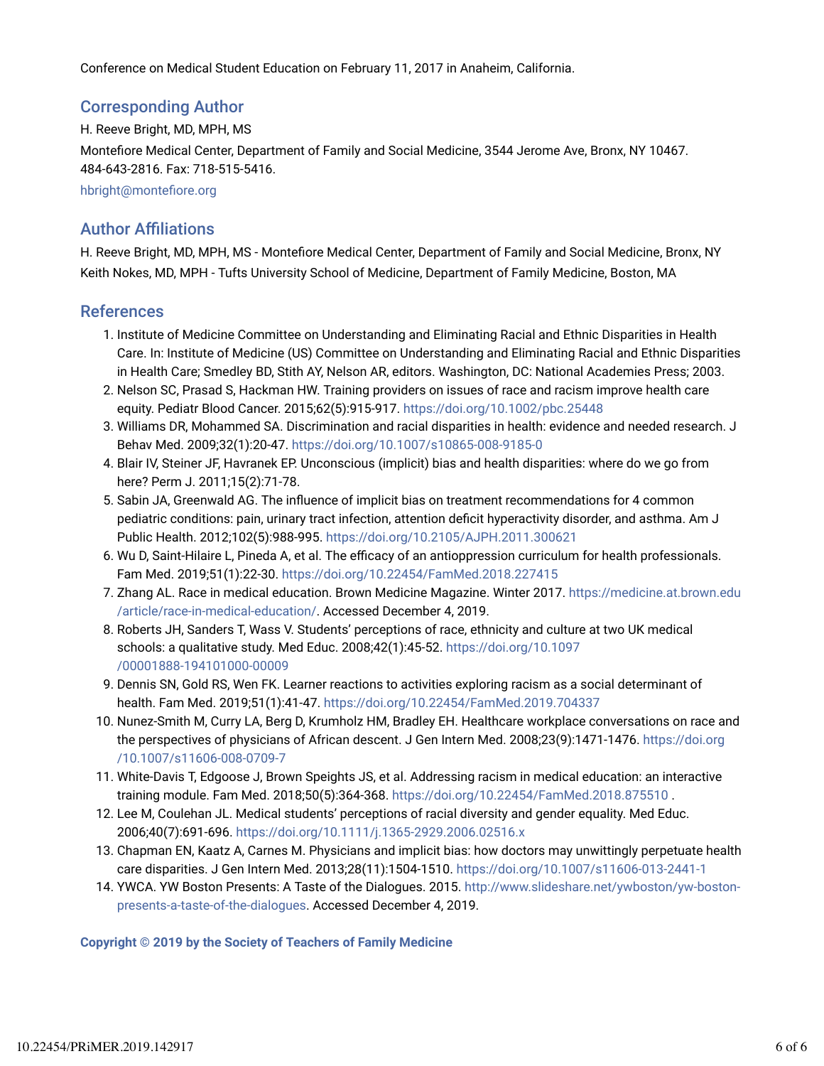Conference on Medical Student Education on February 11, 2017 in Anaheim, California.

## Corresponding Author

H. Reeve Bright, MD, MPH, MS

Montefiore Medical Center, Department of Family and Social Medicine, 3544 Jerome Ave, Bronx, NY 10467. 484-643-2816. Fax: 718-515-5416.

hbright@montefiore.org

## Author Affiliations

H. Reeve Bright, MD, MPH, MS - Montefiore Medical Center, Department of Family and Social Medicine, Bronx, NY

Keith Nokes, MD, MPH - Tufts University School of Medicine, Department of Family Medicine, Boston, MA

## References

1. Institute of Medicine Committee on Understanding and Eliminating Racial and Ethnic Disparities in Health Care. In: Institute of Medicine (US) Committee on Understanding and Eliminating Racial and Ethnic Disparities in Health Care; Smedley BD, Stith AY, Nelson AR, editors. Washington, DC: National Academies Press; 2003.
2. Nelson SC, Prasad S, Hackman HW. Training providers on issues of race and racism improve health care equity. Pediatr Blood Cancer. 2015;62(5):915-917. https://doi.org/10.1002/pbc.25448
3. Williams DR, Mohammed SA. Discrimination and racial disparities in health: evidence and needed research. J Behav Med. 2009;32(1):20-47. https://doi.org/10.1007/s10865-008-9185-0
4. Blair IV, Steiner JF, Havranek EP. Unconscious (implicit) bias and health disparities: where do we go from here? Perm J. 2011;15(2):71-78.
5. Sabin JA, Greenwald AG. The influence of implicit bias on treatment recommendations for 4 common pediatric conditions: pain, urinary tract infection, attention deficit hyperactivity disorder, and asthma. Am J Public Health. 2012;102(5):988-995. https://doi.org/10.2105/AJPH.2011.300621
6. Wu D, Saint-Hilaire L, Pineda A, et al. The efficacy of an antioppression curriculum for health professionals. Fam Med. 2019;51(1):22-30. https://doi.org/10.22454/FamMed.2018.227415
7. Zhang AL. Race in medical education. Brown Medicine Magazine. Winter 2017. https://medicine.at.brown.edu/article/race-in-medical-education/. Accessed December 4, 2019.
8. Roberts JH, Sanders T, Wass V. Students' perceptions of race, ethnicity and culture at two UK medical schools: a qualitative study. Med Educ. 2008;42(1):45-52. https://doi.org/10.1097/00001888-194101000-00009
9. Dennis SN, Gold RS, Wen FK. Learner reactions to activities exploring racism as a social determinant of health. Fam Med. 2019;51(1):41-47. https://doi.org/10.22454/FamMed.2019.704337
10. Nunez-Smith M, Curry LA, Berg D, Krumholz HM, Bradley EH. Healthcare workplace conversations on race and the perspectives of physicians of African descent. J Gen Intern Med. 2008;23(9):1471-1476. https://doi.org/10.1007/s11606-008-0709-7
11. White-Davis T, Edgoose J, Brown Speights JS, et al. Addressing racism in medical education: an interactive training module. Fam Med. 2018;50(5):364-368. https://doi.org/10.22454/FamMed.2018.875510 .
12. Lee M, Coulehan JL. Medical students' perceptions of racial diversity and gender equality. Med Educ. 2006;40(7):691-696. https://doi.org/10.1111/j.1365-2929.2006.02516.x
13. Chapman EN, Kaatz A, Carnes M. Physicians and implicit bias: how doctors may unwittingly perpetuate health care disparities. J Gen Intern Med. 2013;28(11):1504-1510. https://doi.org/10.1007/s11606-013-2441-1
14. YWCA. YW Boston Presents: A Taste of the Dialogues. 2015. http://www.slideshare.net/ywboston/yw-boston-presents-a-taste-of-the-dialogues. Accessed December 4, 2019.

**Copyright © 2019 by the Society of Teachers of Family Medicine**